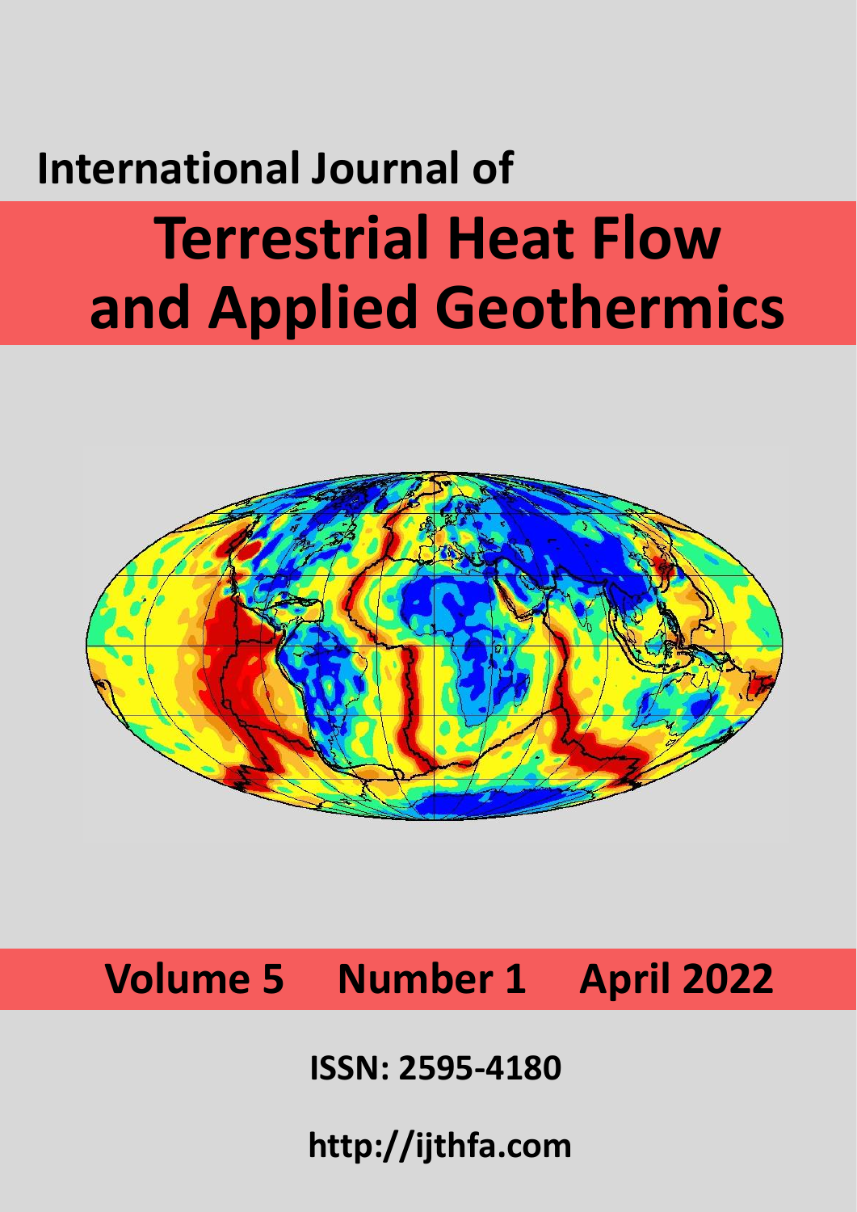International Journal of

# Terrestrial Heat Flow and Applied Geothermics

**Volume 5 Number 1 April 2022**

**ISSN: 2595-4180**

**http://ijthfa.com**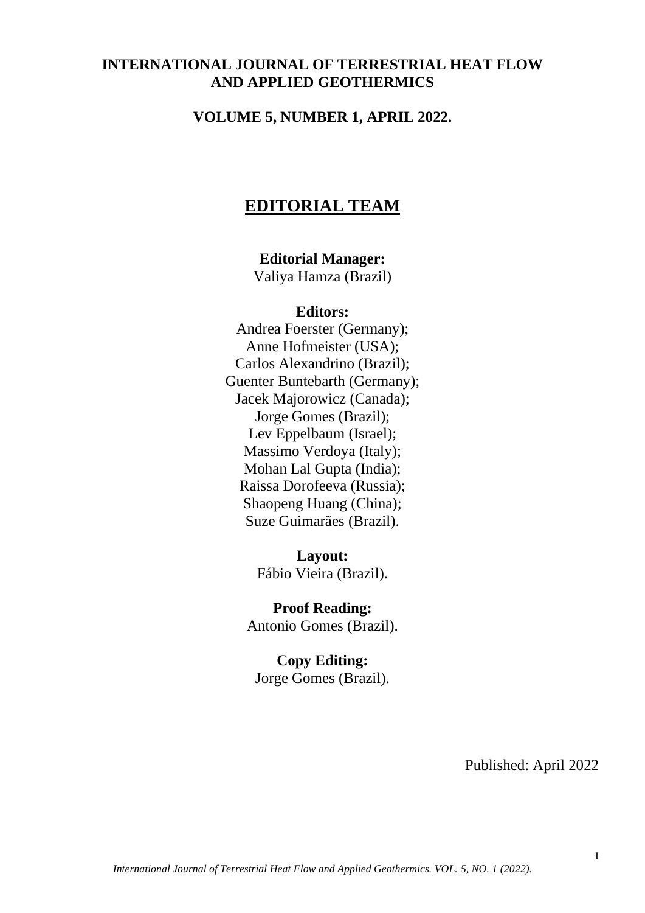# INTERNATIONAL JOURNAL OF TERRESTRIAL HEAT FLOW AND APPLIED GEOTHERMICS

## VOLUME 5, NUMBER 1, APRIL 2022.

## EDITORIAL TEAM

**Editorial Manager:**
Valiya Hamza (Brazil)

**Editors:**
Andrea Foerster (Germany);
Anne Hofmeister (USA);
Carlos Alexandrino (Brazil);
Guenter Buntebarth (Germany);
Jacek Majorowicz (Canada);
Jorge Gomes (Brazil);
Lev Eppelbaum (Israel);
Massimo Verdoya (Italy);
Mohan Lal Gupta (India);
Raissa Dorofeeva (Russia);
Shaopeng Huang (China);
Suze Guimarães (Brazil).

**Layout:**
Fábio Vieira (Brazil).

**Proof Reading:**
Antonio Gomes (Brazil).

**Copy Editing:**
Jorge Gomes (Brazil).

Published: April 2022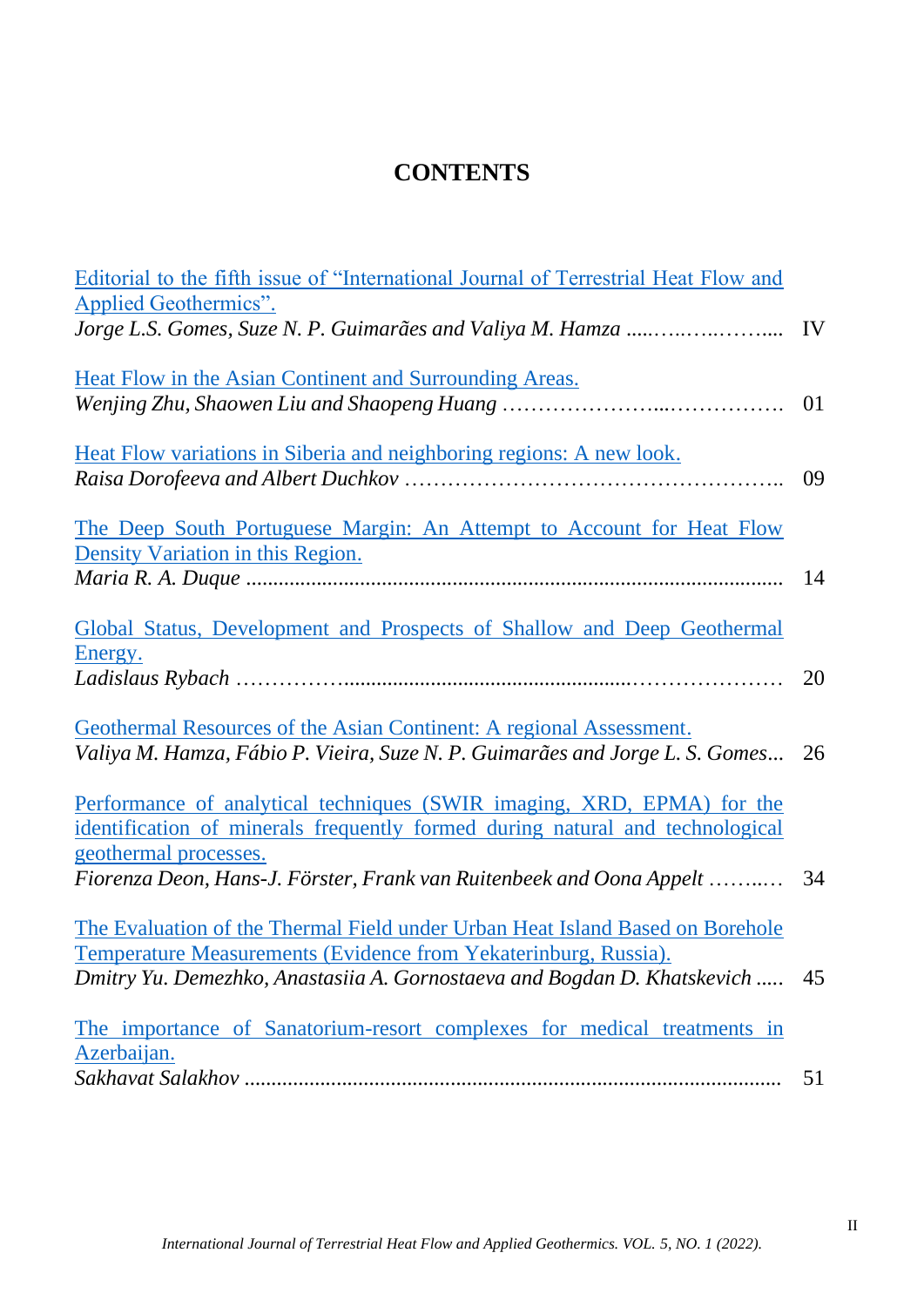# CONTENTS

Editorial to the fifth issue of "International Journal of Terrestrial Heat Flow and Applied Geothermics".
*Jorge L.S. Gomes, Suze N. P. Guimarães and Valiya M. Hamza* ..... IV

Heat Flow in the Asian Continent and Surrounding Areas.
*Wenjing Zhu, Shaowen Liu and Shaopeng Huang* ..... 01

Heat Flow variations in Siberia and neighboring regions: A new look.
*Raisa Dorofeeva and Albert Duchkov* ..... 09

The Deep South Portuguese Margin: An Attempt to Account for Heat Flow Density Variation in this Region.
*Maria R. A. Duque* ..... 14

Global Status, Development and Prospects of Shallow and Deep Geothermal Energy.
*Ladislaus Rybach* ..... 20

Geothermal Resources of the Asian Continent: A regional Assessment.
*Valiya M. Hamza, Fábio P. Vieira, Suze N. P. Guimarães and Jorge L. S. Gomes* ... 26

Performance of analytical techniques (SWIR imaging, XRD, EPMA) for the identification of minerals frequently formed during natural and technological geothermal processes.
*Fiorenza Deon, Hans-J. Förster, Frank van Ruitenbeek and Oona Appelt* ..... 34

The Evaluation of the Thermal Field under Urban Heat Island Based on Borehole Temperature Measurements (Evidence from Yekaterinburg, Russia).
*Dmitry Yu. Demezhko, Anastasiia A. Gornostaeva and Bogdan D. Khatskevich* ..... 45

The importance of Sanatorium-resort complexes for medical treatments in Azerbaijan.
*Sakhavat Salakhov* ..... 51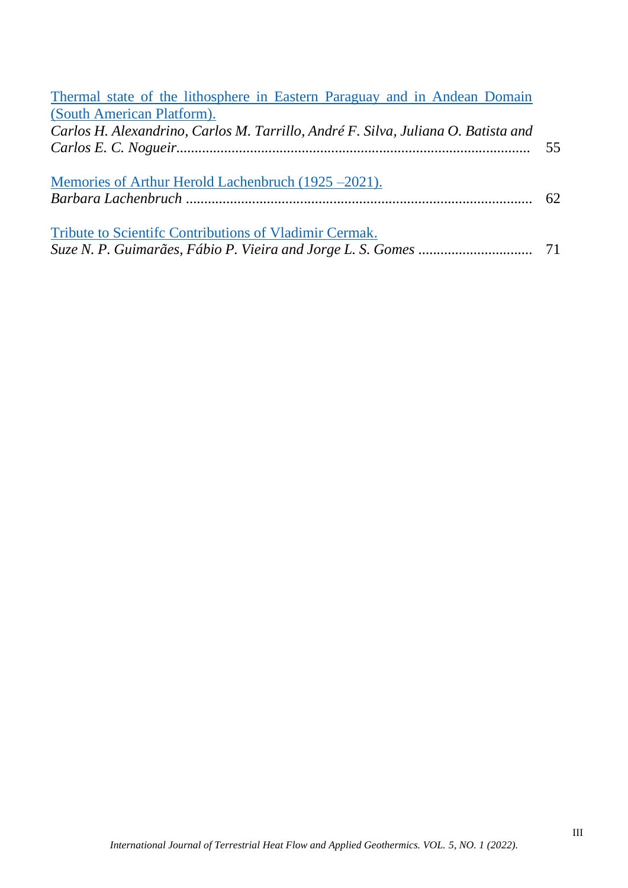[Thermal state of the lithosphere in Eastern Paraguay and in Andean Domain (South American Platform).]

*Carlos H. Alexandrino, Carlos M. Tarrillo, André F. Silva, Juliana O. Batista and Carlos E. C. Nogueir*............................................................................................... 55

[Memories of Arthur Herold Lachenbruch (1925 –2021).]

*Barbara Lachenbruch* ............................................................................................ 62

[Tribute to Scientifc Contributions of Vladimir Cermak.]

*Suze N. P. Guimarães, Fábio P. Vieira and Jorge L. S. Gomes* .............................. 71